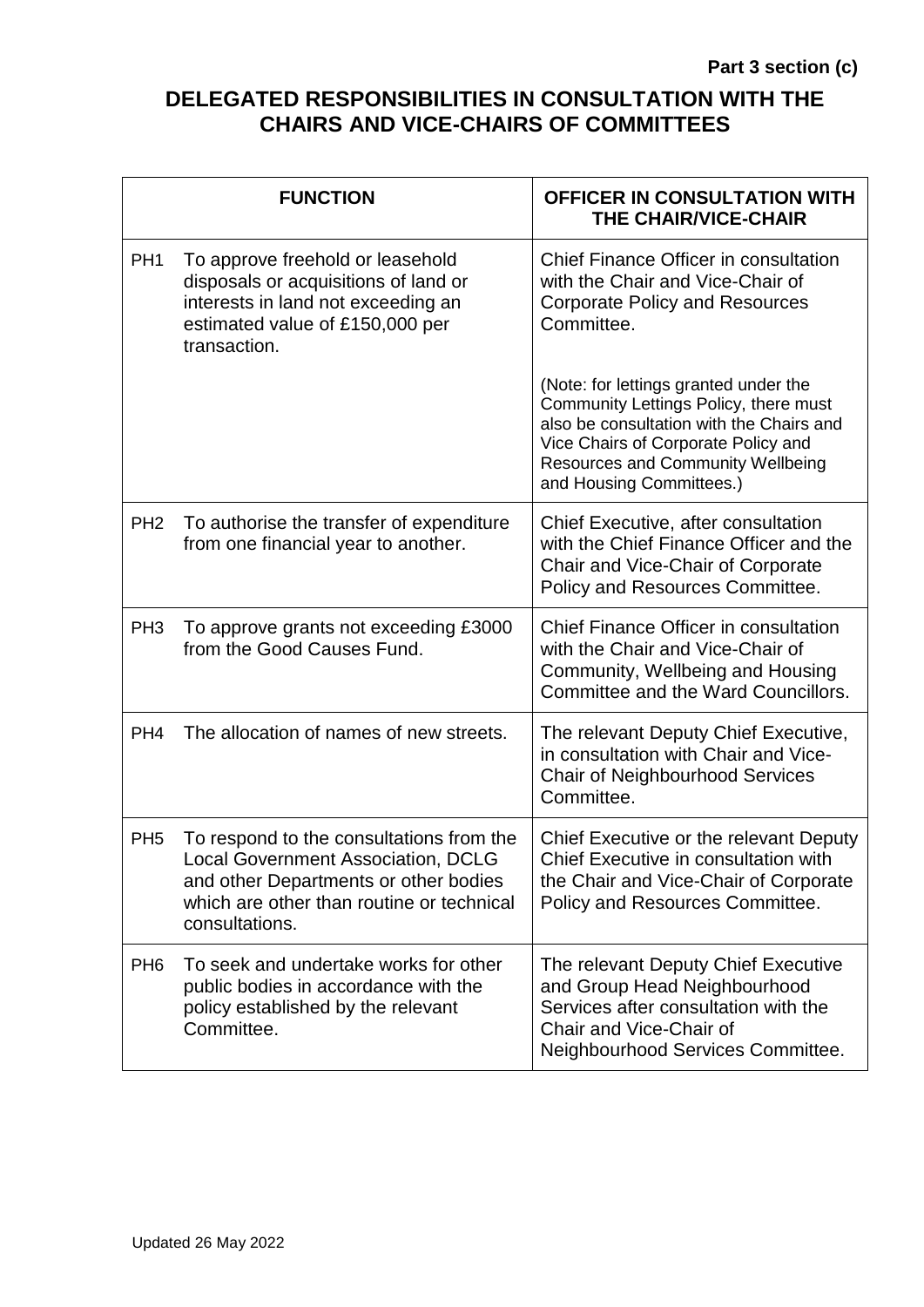**Part 3 section (c)**

# DELEGATED RESPONSIBILITIES IN CONSULTATION WITH THE CHAIRS AND VICE-CHAIRS OF COMMITTEES

| | FUNCTION | OFFICER IN CONSULTATION WITH THE CHAIR/VICE-CHAIR |
|---|---|---|
| PH1 | To approve freehold or leasehold disposals or acquisitions of land or interests in land not exceeding an estimated value of £150,000 per transaction. | Chief Finance Officer in consultation with the Chair and Vice-Chair of Corporate Policy and Resources Committee.<br><br>(Note: for lettings granted under the Community Lettings Policy, there must also be consultation with the Chairs and Vice Chairs of Corporate Policy and Resources and Community Wellbeing and Housing Committees.) |
| PH2 | To authorise the transfer of expenditure from one financial year to another. | Chief Executive, after consultation with the Chief Finance Officer and the Chair and Vice-Chair of Corporate Policy and Resources Committee. |
| PH3 | To approve grants not exceeding £3000 from the Good Causes Fund. | Chief Finance Officer in consultation with the Chair and Vice-Chair of Community, Wellbeing and Housing Committee and the Ward Councillors. |
| PH4 | The allocation of names of new streets. | The relevant Deputy Chief Executive, in consultation with Chair and Vice-Chair of Neighbourhood Services Committee. |
| PH5 | To respond to the consultations from the Local Government Association, DCLG and other Departments or other bodies which are other than routine or technical consultations. | Chief Executive or the relevant Deputy Chief Executive in consultation with the Chair and Vice-Chair of Corporate Policy and Resources Committee. |
| PH6 | To seek and undertake works for other public bodies in accordance with the policy established by the relevant Committee. | The relevant Deputy Chief Executive and Group Head Neighbourhood Services after consultation with the Chair and Vice-Chair of Neighbourhood Services Committee. |

Updated 26 May 2022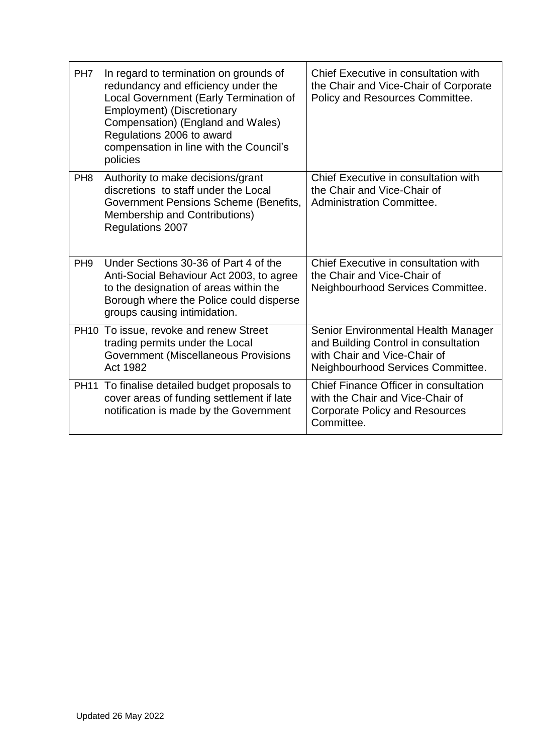| | | |
|---|---|---|
| PH7 | In regard to termination on grounds of redundancy and efficiency under the Local Government (Early Termination of Employment) (Discretionary Compensation) (England and Wales) Regulations 2006 to award compensation in line with the Council's policies | Chief Executive in consultation with the Chair and Vice-Chair of Corporate Policy and Resources Committee. |
| PH8 | Authority to make decisions/grant discretions to staff under the Local Government Pensions Scheme (Benefits, Membership and Contributions) Regulations 2007 | Chief Executive in consultation with the Chair and Vice-Chair of Administration Committee. |
| PH9 | Under Sections 30-36 of Part 4 of the Anti-Social Behaviour Act 2003, to agree to the designation of areas within the Borough where the Police could disperse groups causing intimidation. | Chief Executive in consultation with the Chair and Vice-Chair of Neighbourhood Services Committee. |
| PH10 | To issue, revoke and renew Street trading permits under the Local Government (Miscellaneous Provisions Act 1982 | Senior Environmental Health Manager and Building Control in consultation with Chair and Vice-Chair of Neighbourhood Services Committee. |
| PH11 | To finalise detailed budget proposals to cover areas of funding settlement if late notification is made by the Government | Chief Finance Officer in consultation with the Chair and Vice-Chair of Corporate Policy and Resources Committee. |

Updated 26 May 2022